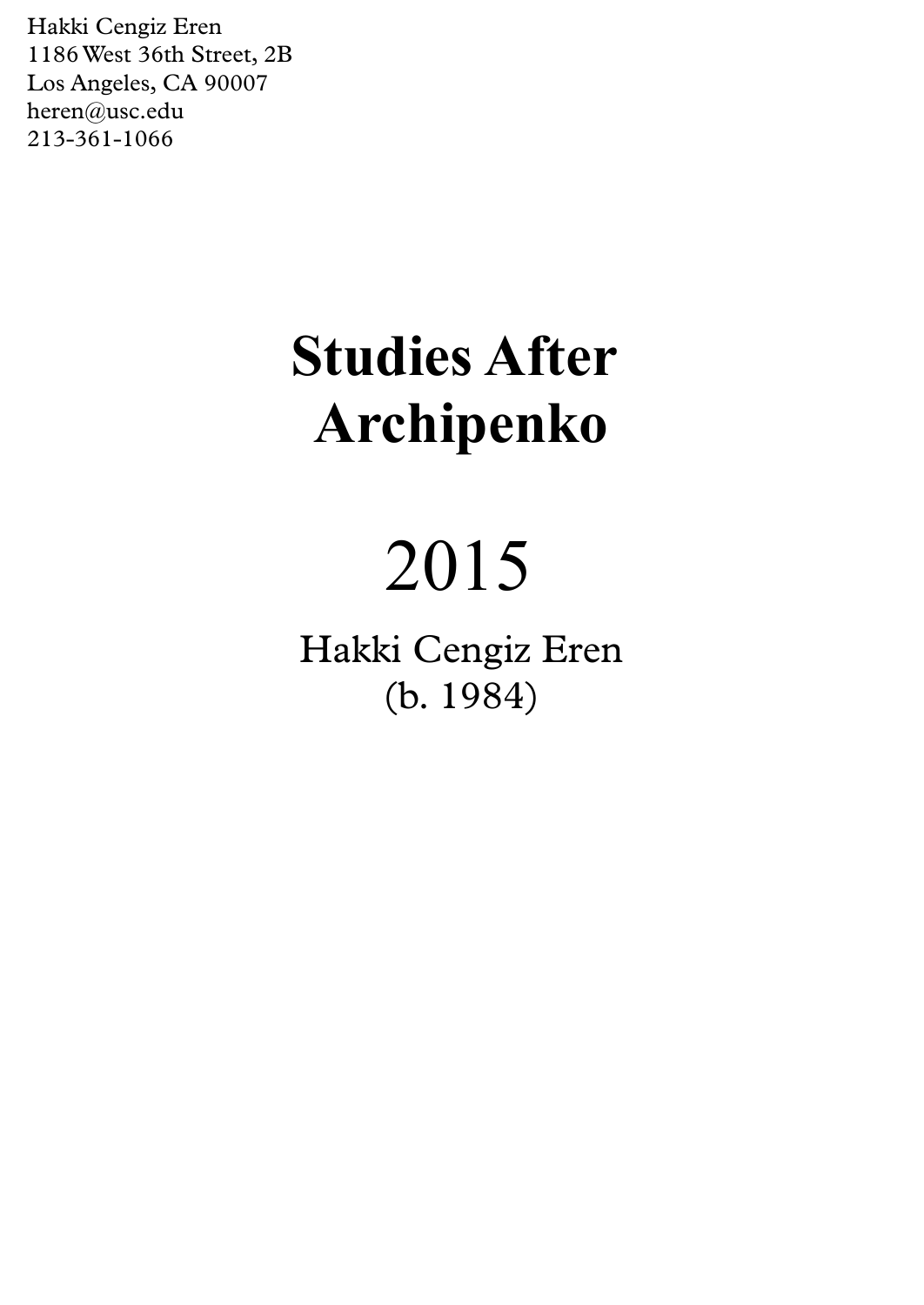Hakki Cengiz Eren
1186 West 36th Street, 2B
Los Angeles, CA 90007
heren@usc.edu
213-361-1066

# Studies After Archipenko

2015

Hakki Cengiz Eren
(b. 1984)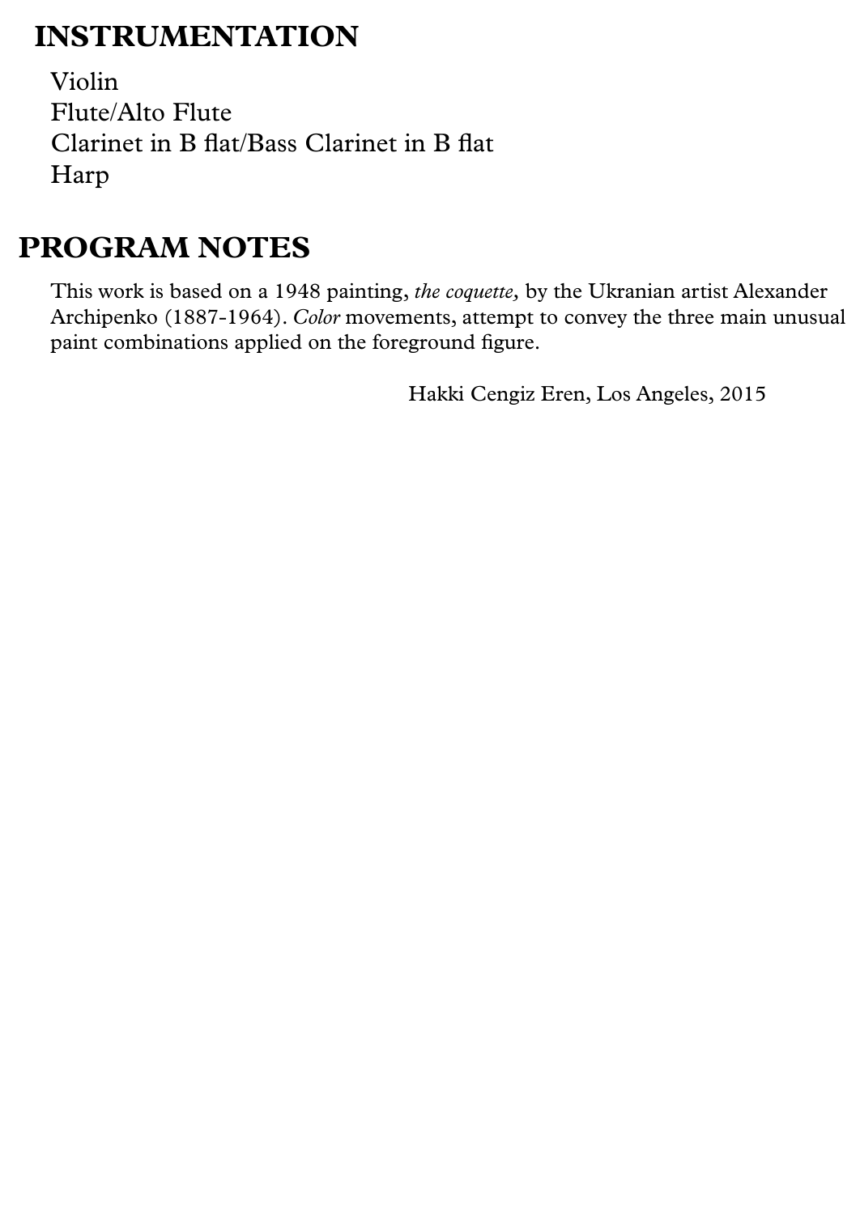# INSTRUMENTATION

Violin
Flute/Alto Flute
Clarinet in B flat/Bass Clarinet in B flat
Harp

# PROGRAM NOTES

This work is based on a 1948 painting, *the coquette,* by the Ukranian artist Alexander Archipenko (1887-1964). *Color* movements, attempt to convey the three main unusual paint combinations applied on the foreground figure.

Hakki Cengiz Eren, Los Angeles, 2015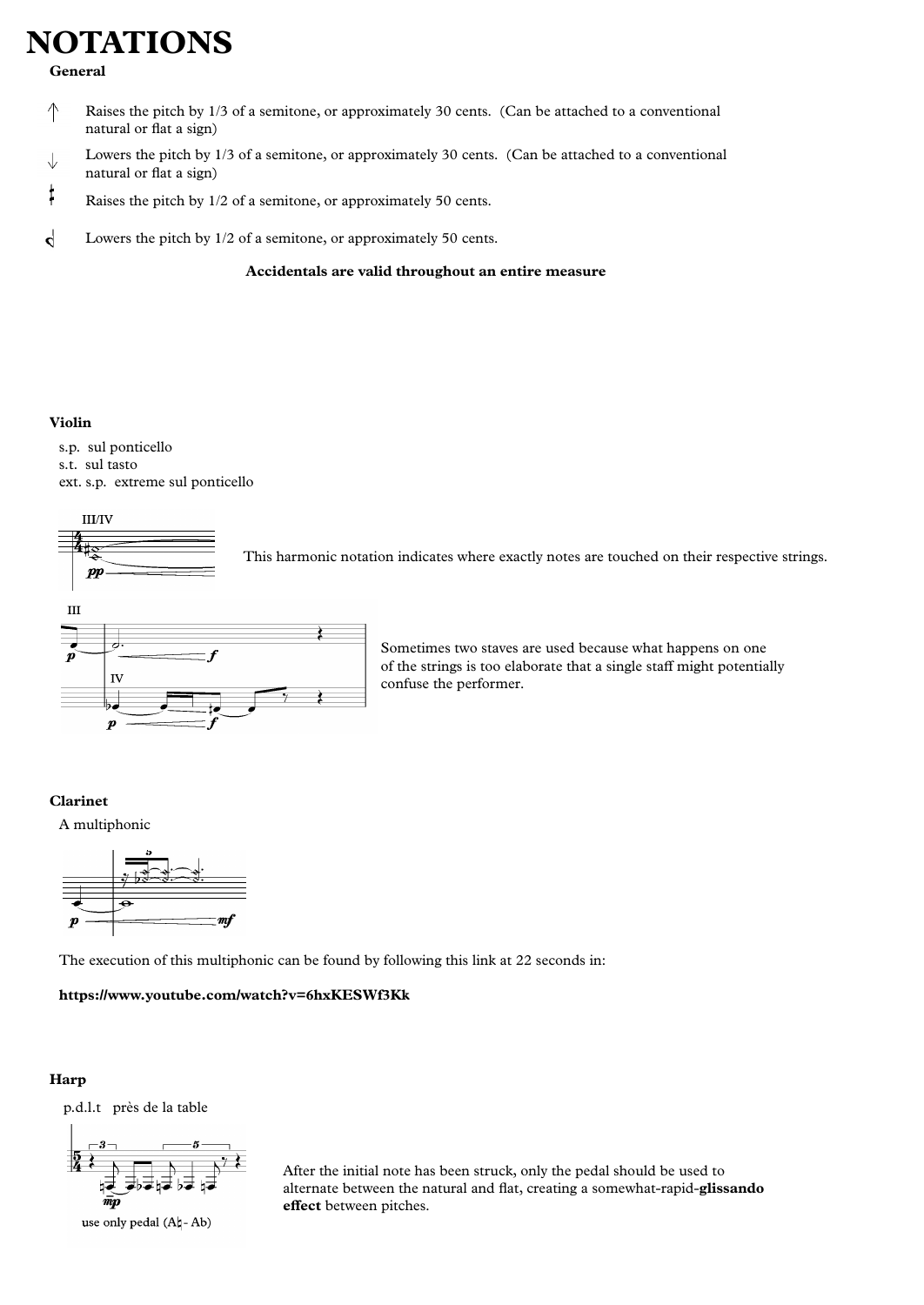# NOTATIONS

## General

↑ Raises the pitch by 1/3 of a semitone, or approximately 30 cents. (Can be attached to a conventional natural or flat a sign)

↓ Lowers the pitch by 1/3 of a semitone, or approximately 30 cents. (Can be attached to a conventional natural or flat a sign)

Raises the pitch by 1/2 of a semitone, or approximately 50 cents.

Lowers the pitch by 1/2 of a semitone, or approximately 50 cents.

**Accidentals are valid throughout an entire measure**

## Violin

s.p. sul ponticello
s.t. sul tasto
ext. s.p. extreme sul ponticello

This harmonic notation indicates where exactly notes are touched on their respective strings.

Sometimes two staves are used because what happens on one of the strings is too elaborate that a single staff might potentially confuse the performer.

## Clarinet

A multiphonic

The execution of this multiphonic can be found by following this link at 22 seconds in:

**https://www.youtube.com/watch?v=6hxKESWf3Kk**

## Harp

p.d.l.t près de la table

use only pedal (A♮- Ab)

After the initial note has been struck, only the pedal should be used to alternate between the natural and flat, creating a somewhat-rapid-**glissando effect** between pitches.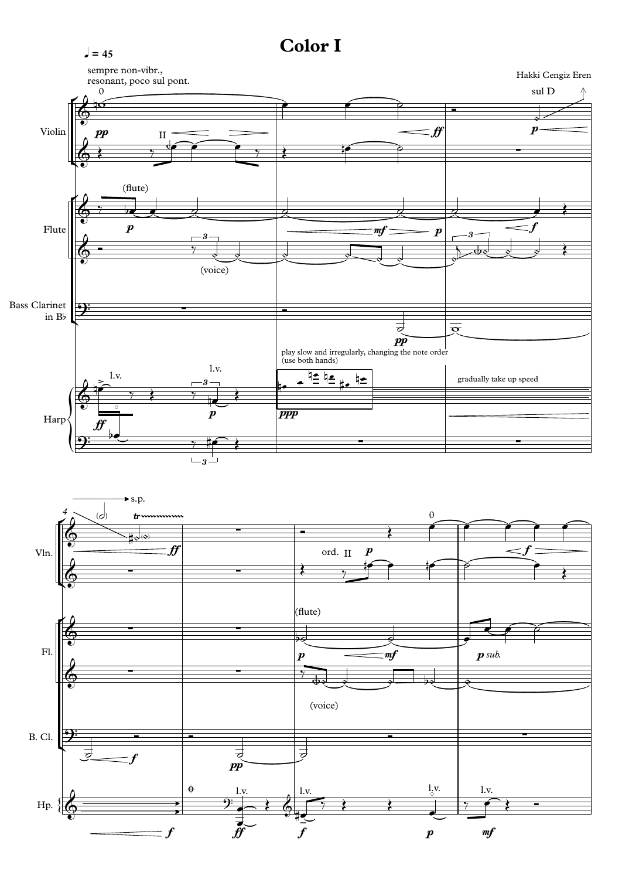# Color I

♩ = 45

sempre non-vibr., resonant, poco sul pont.

Hakki Cengiz Eren

Violin

Flute

Bass Clarinet in B♭

Harp

(flute)

(voice)

sul D

play slow and irregularly, changing the note order (use both hands)

gradually take up speed

l.v.

s.p.

ord.

Vln.

Fl.

B. Cl.

Hp.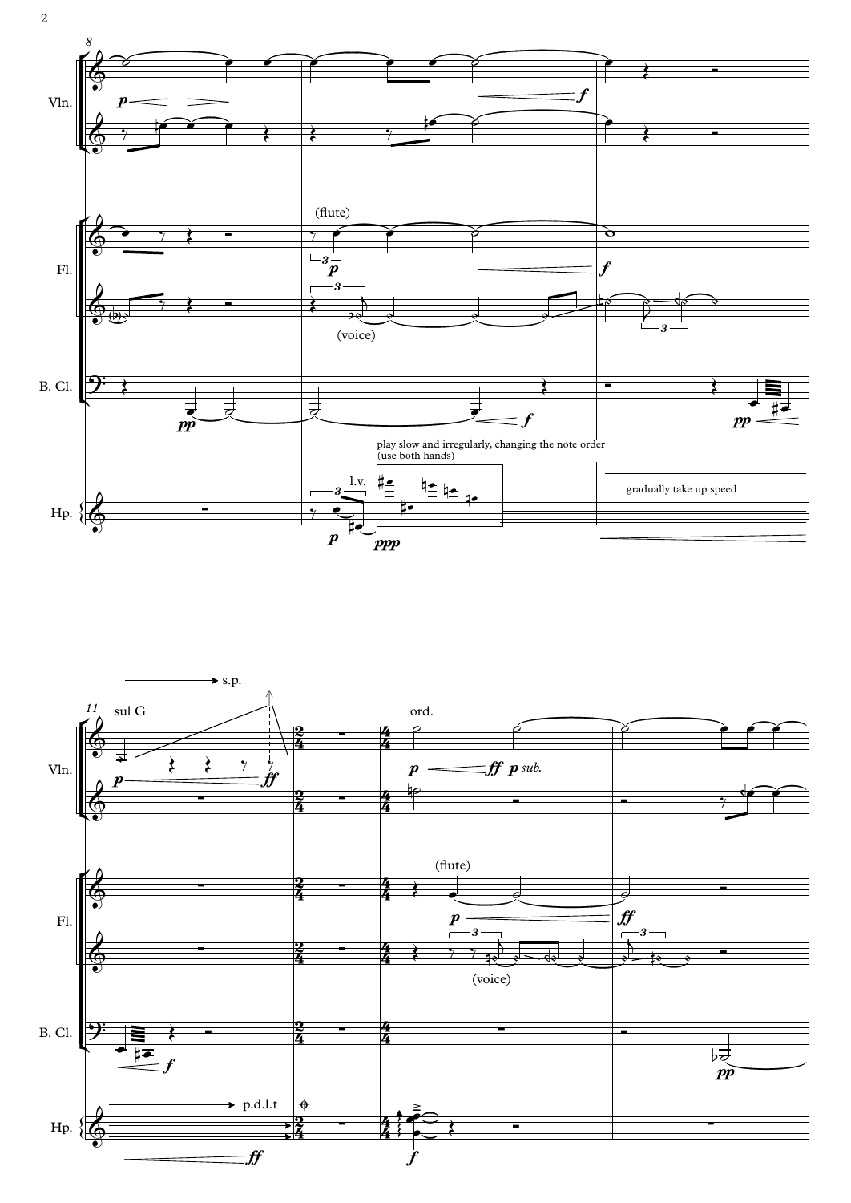8

Vln.

Fl.

(flute)

(voice)

B. Cl.

play slow and irregularly, changing the note order
(use both hands)

l.v.

gradually take up speed

Hp.

11

s.p.

sul G

ord.

*p sub.*

Vln.

(flute)

Fl.

(voice)

B. Cl.

p.d.l.t

Hp.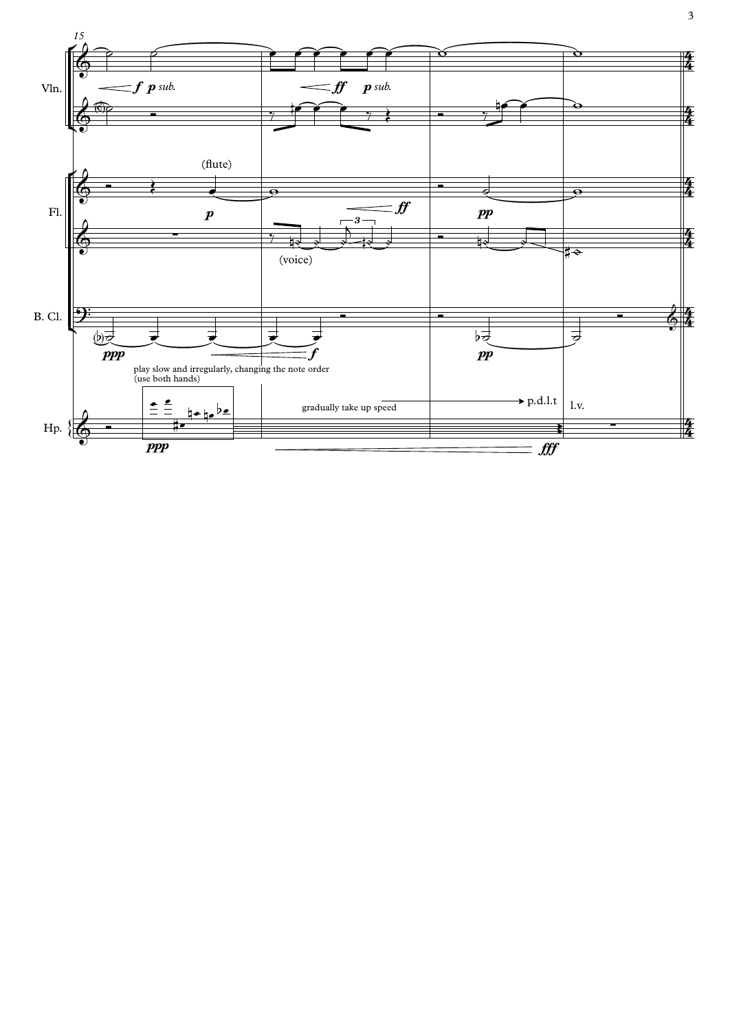15

Vln.

*f* *p sub.*

*ff* *p sub.*

(flute)

Fl.

*p*

*ff*

(voice)

*pp*

B. Cl.

*ppp*

*f*

*pp*

play slow and irregularly, changing the note order
(use both hands)

gradually take up speed → p.d.l.t

l.v.

Hp.

*ppp*

*fff*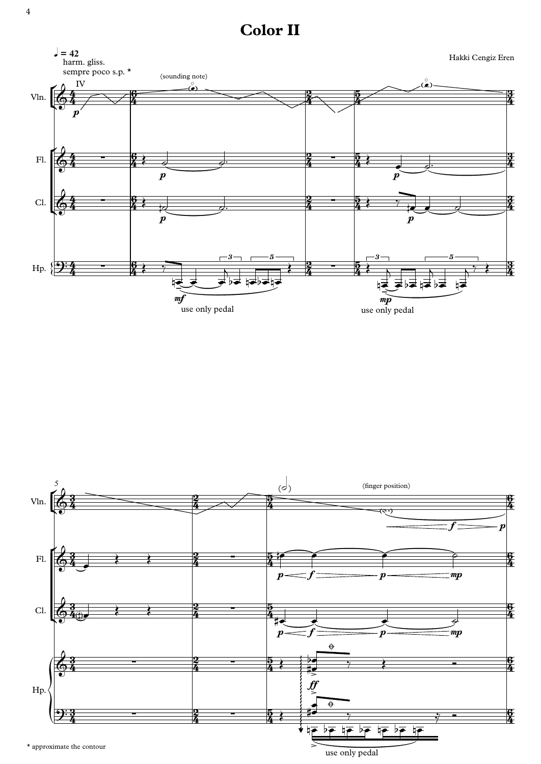# Color II

Hakki Cengiz Eren

♩ = 42
harm. gliss.
sempre poco s.p. *

\* approximate the contour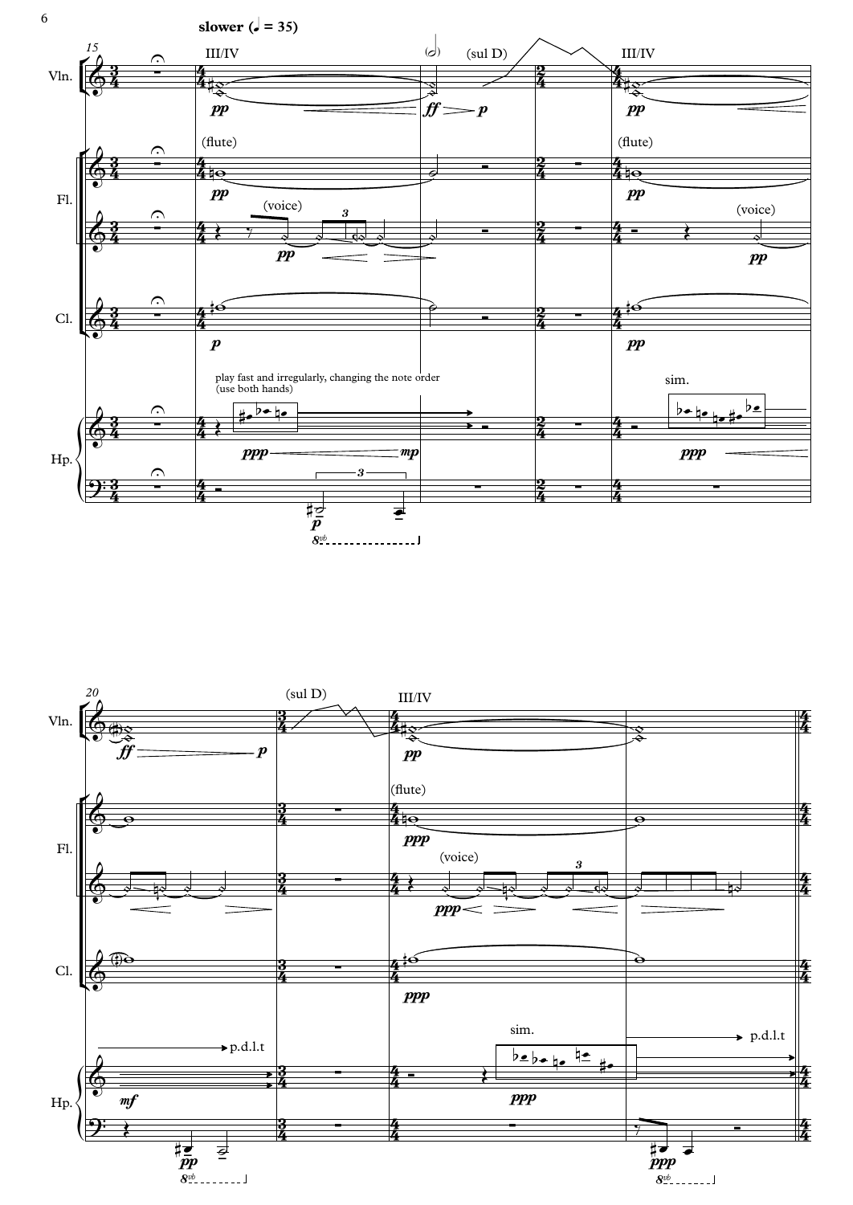slower (♩ = 35)

III/IV

(sul D)

(flute)

(voice)

play fast and irregularly, changing the note order
(use both hands)

sim.

p.d.l.t

III/IV

(flute)

(voice)

sim.

p.d.l.t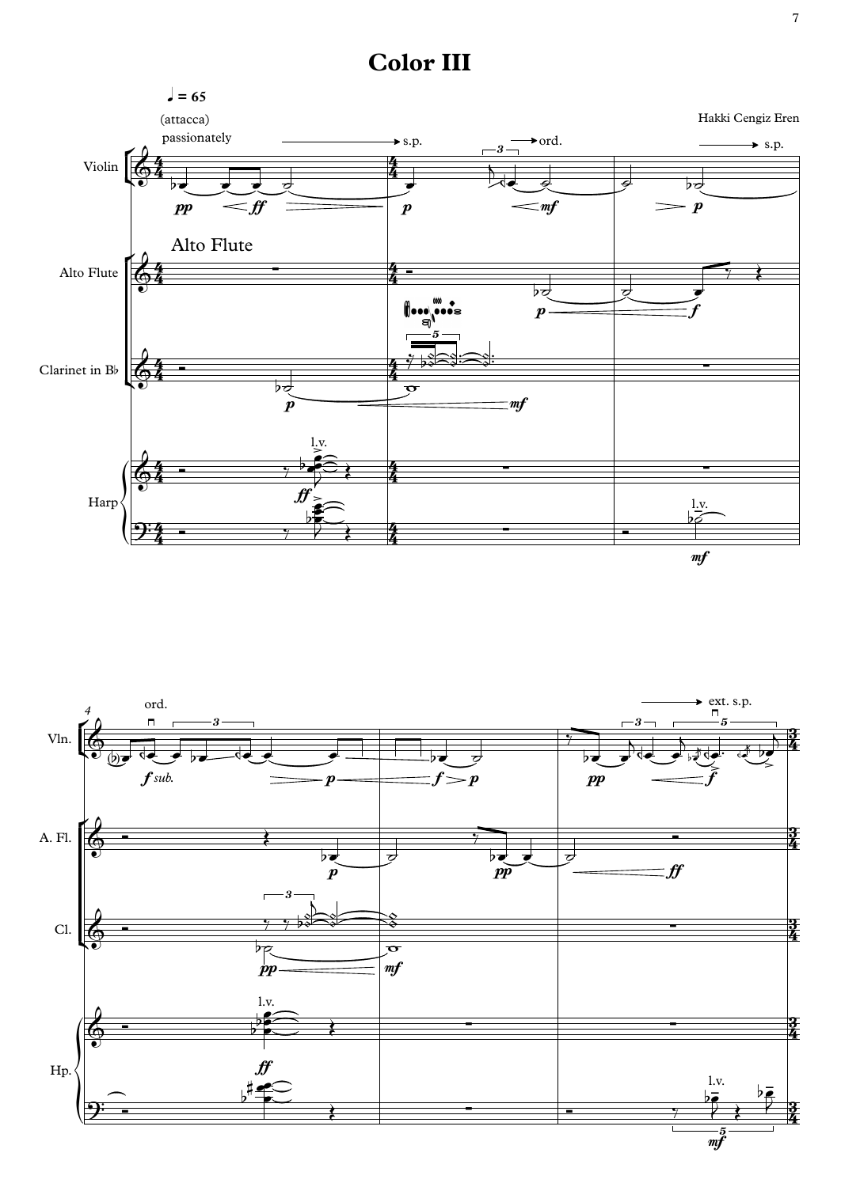# Color III

Hakki Cengiz Eren